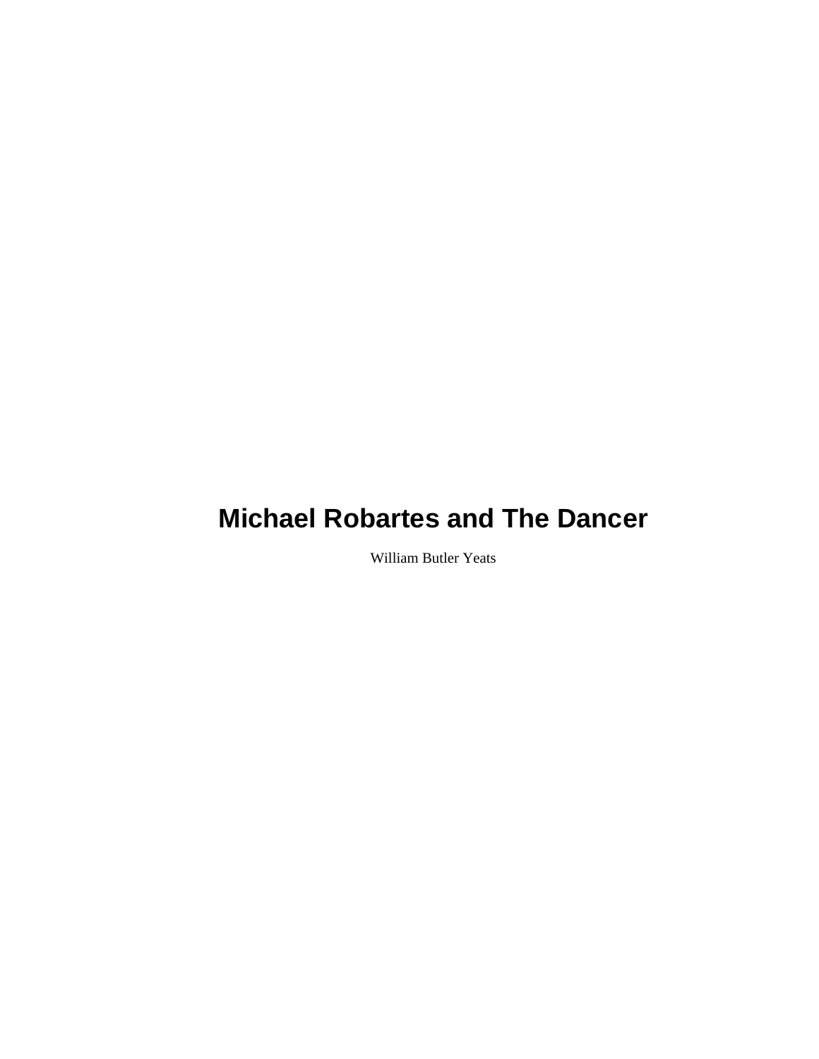# Michael Robartes and The Dancer

William Butler Yeats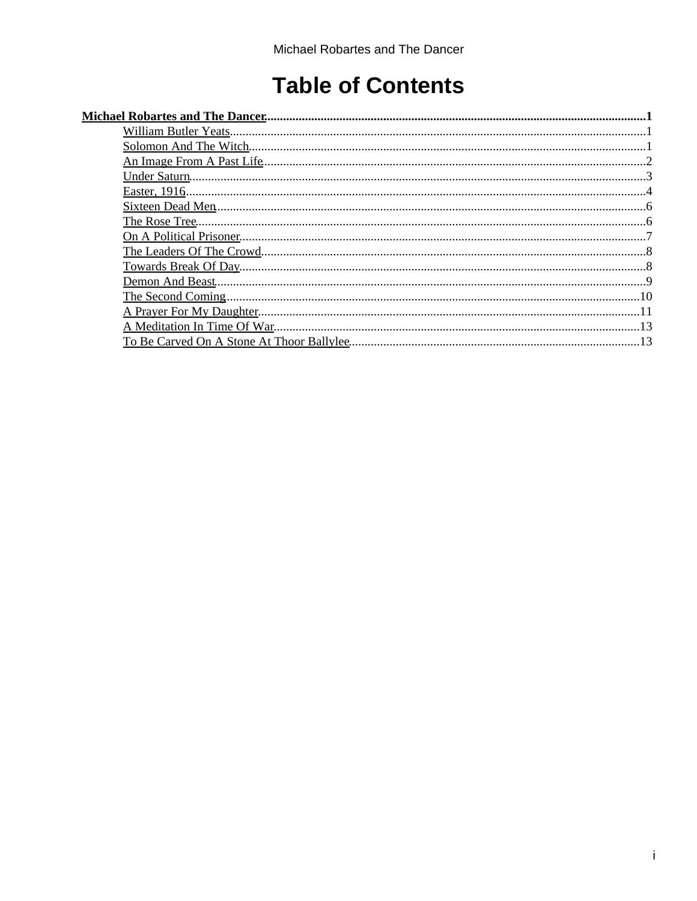# Table of Contents

**Michael Robartes and The Dancer**.........1

- William Butler Yeats.........1
- Solomon And The Witch.........1
- An Image From A Past Life.........2
- Under Saturn.........3
- Easter, 1916.........4
- Sixteen Dead Men.........6
- The Rose Tree.........6
- On A Political Prisoner.........7
- The Leaders Of The Crowd.........8
- Towards Break Of Day.........8
- Demon And Beast.........9
- The Second Coming.........10
- A Prayer For My Daughter.........11
- A Meditation In Time Of War.........13
- To Be Carved On A Stone At Thoor Ballylee.........13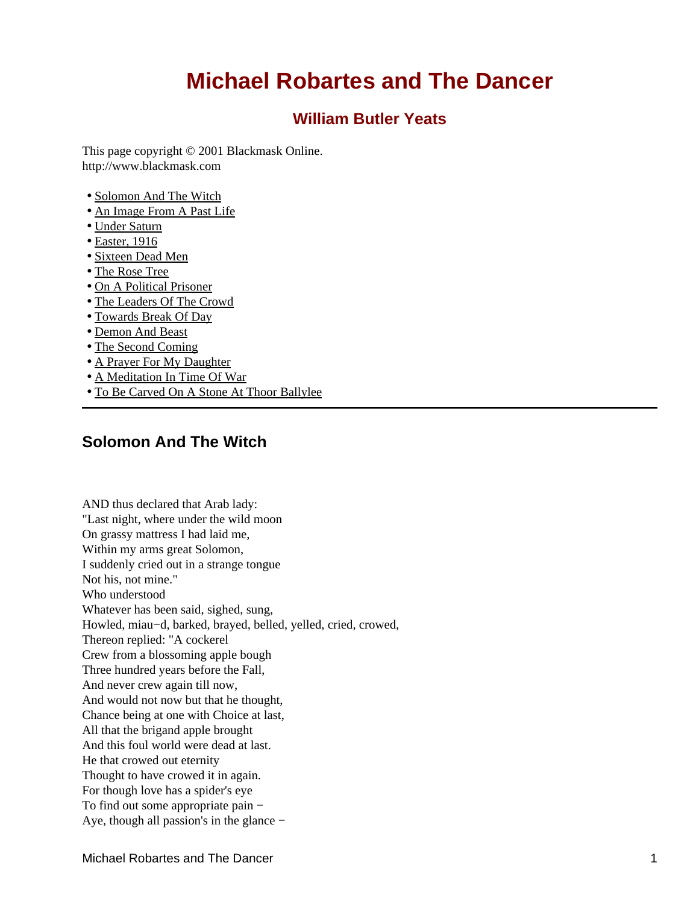# Michael Robartes and The Dancer

## William Butler Yeats

This page copyright © 2001 Blackmask Online.
http://www.blackmask.com

- Solomon And The Witch
- An Image From A Past Life
- Under Saturn
- Easter, 1916
- Sixteen Dead Men
- The Rose Tree
- On A Political Prisoner
- The Leaders Of The Crowd
- Towards Break Of Day
- Demon And Beast
- The Second Coming
- A Prayer For My Daughter
- A Meditation In Time Of War
- To Be Carved On A Stone At Thoor Ballylee

---

### Solomon And The Witch

AND thus declared that Arab lady:
"Last night, where under the wild moon
On grassy mattress I had laid me,
Within my arms great Solomon,
I suddenly cried out in a strange tongue
Not his, not mine."
Who understood
Whatever has been said, sighed, sung,
Howled, miau−d, barked, brayed, belled, yelled, cried, crowed,
Thereon replied: "A cockerel
Crew from a blossoming apple bough
Three hundred years before the Fall,
And never crew again till now,
And would not now but that he thought,
Chance being at one with Choice at last,
All that the brigand apple brought
And this foul world were dead at last.
He that crowed out eternity
Thought to have crowed it in again.
For though love has a spider's eye
To find out some appropriate pain −
Aye, though all passion's in the glance −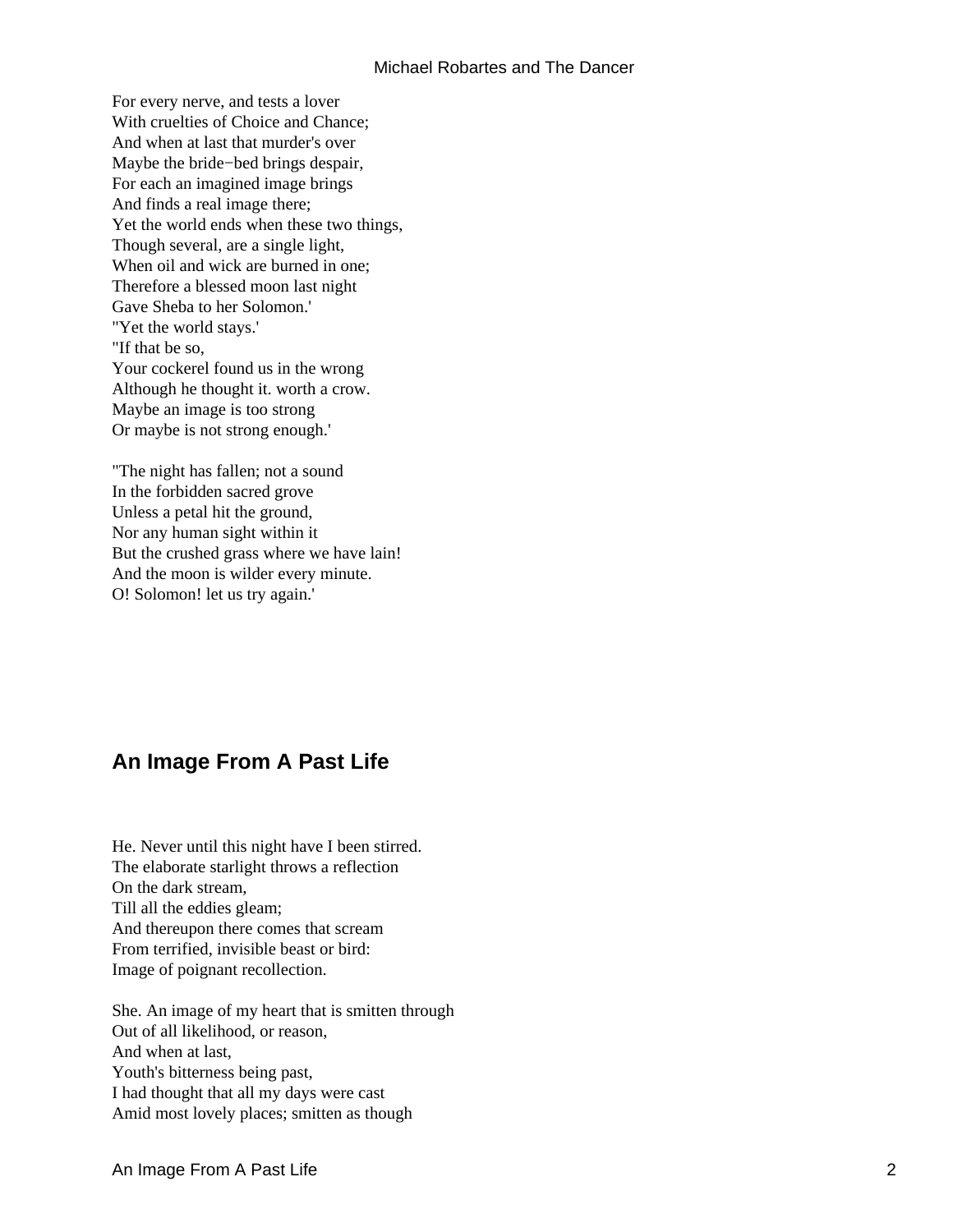For every nerve, and tests a lover
With cruelties of Choice and Chance;
And when at last that murder's over
Maybe the bride−bed brings despair,
For each an imagined image brings
And finds a real image there;
Yet the world ends when these two things,
Though several, are a single light,
When oil and wick are burned in one;
Therefore a blessed moon last night
Gave Sheba to her Solomon.'
"Yet the world stays.'
"If that be so,
Your cockerel found us in the wrong
Although he thought it. worth a crow.
Maybe an image is too strong
Or maybe is not strong enough.'

"The night has fallen; not a sound
In the forbidden sacred grove
Unless a petal hit the ground,
Nor any human sight within it
But the crushed grass where we have lain!
And the moon is wilder every minute.
O! Solomon! let us try again.'

## An Image From A Past Life

He. Never until this night have I been stirred.
The elaborate starlight throws a reflection
On the dark stream,
Till all the eddies gleam;
And thereupon there comes that scream
From terrified, invisible beast or bird:
Image of poignant recollection.

She. An image of my heart that is smitten through
Out of all likelihood, or reason,
And when at last,
Youth's bitterness being past,
I had thought that all my days were cast
Amid most lovely places; smitten as though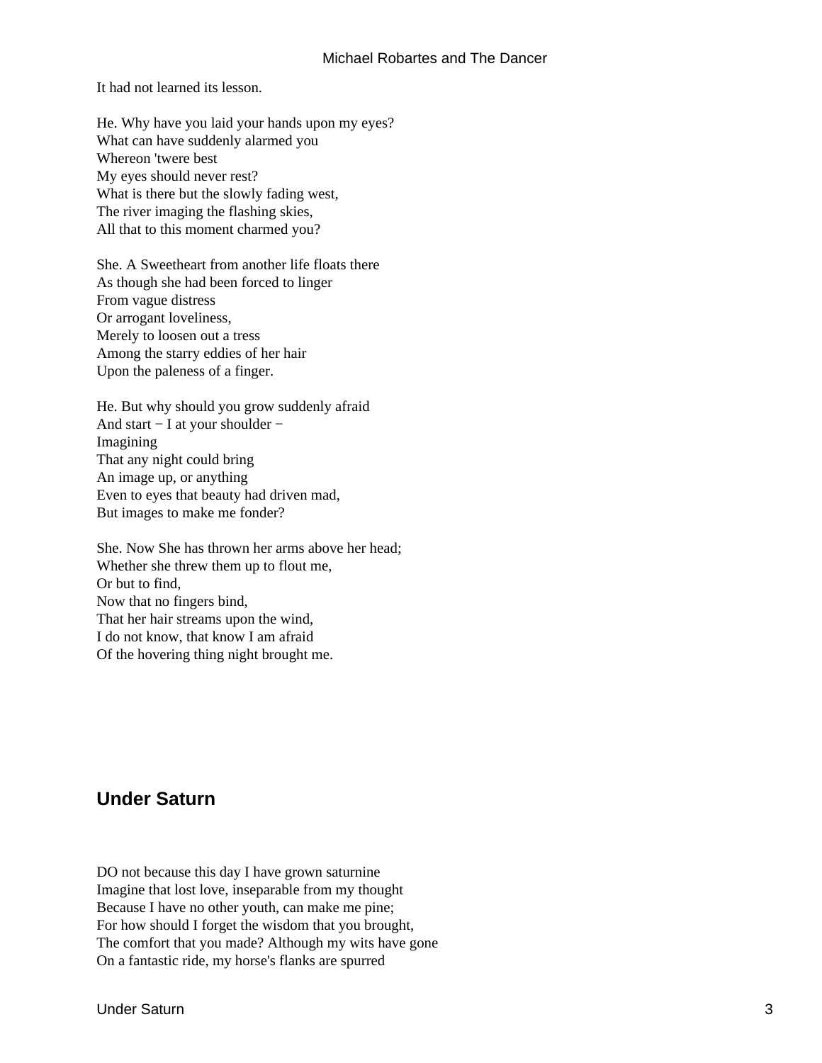It had not learned its lesson.

He. Why have you laid your hands upon my eyes?
What can have suddenly alarmed you
Whereon 'twere best
My eyes should never rest?
What is there but the slowly fading west,
The river imaging the flashing skies,
All that to this moment charmed you?

She. A Sweetheart from another life floats there
As though she had been forced to linger
From vague distress
Or arrogant loveliness,
Merely to loosen out a tress
Among the starry eddies of her hair
Upon the paleness of a finger.

He. But why should you grow suddenly afraid
And start − I at your shoulder −
Imagining
That any night could bring
An image up, or anything
Even to eyes that beauty had driven mad,
But images to make me fonder?

She. Now She has thrown her arms above her head;
Whether she threw them up to flout me,
Or but to find,
Now that no fingers bind,
That her hair streams upon the wind,
I do not know, that know I am afraid
Of the hovering thing night brought me.

## Under Saturn

DO not because this day I have grown saturnine
Imagine that lost love, inseparable from my thought
Because I have no other youth, can make me pine;
For how should I forget the wisdom that you brought,
The comfort that you made? Although my wits have gone
On a fantastic ride, my horse's flanks are spurred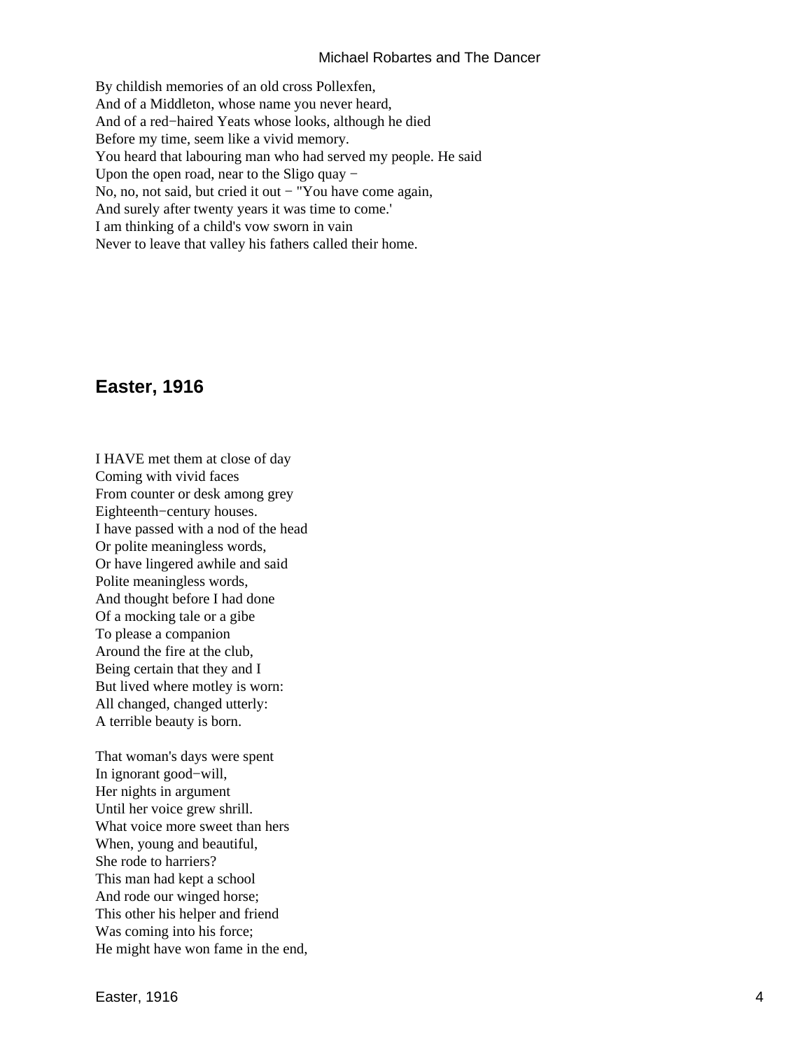By childish memories of an old cross Pollexfen,
And of a Middleton, whose name you never heard,
And of a red−haired Yeats whose looks, although he died
Before my time, seem like a vivid memory.
You heard that labouring man who had served my people. He said
Upon the open road, near to the Sligo quay −
No, no, not said, but cried it out − "You have come again,
And surely after twenty years it was time to come.'
I am thinking of a child's vow sworn in vain
Never to leave that valley his fathers called their home.

## Easter, 1916

I HAVE met them at close of day
Coming with vivid faces
From counter or desk among grey
Eighteenth−century houses.
I have passed with a nod of the head
Or polite meaningless words,
Or have lingered awhile and said
Polite meaningless words,
And thought before I had done
Of a mocking tale or a gibe
To please a companion
Around the fire at the club,
Being certain that they and I
But lived where motley is worn:
All changed, changed utterly:
A terrible beauty is born.

That woman's days were spent
In ignorant good−will,
Her nights in argument
Until her voice grew shrill.
What voice more sweet than hers
When, young and beautiful,
She rode to harriers?
This man had kept a school
And rode our winged horse;
This other his helper and friend
Was coming into his force;
He might have won fame in the end,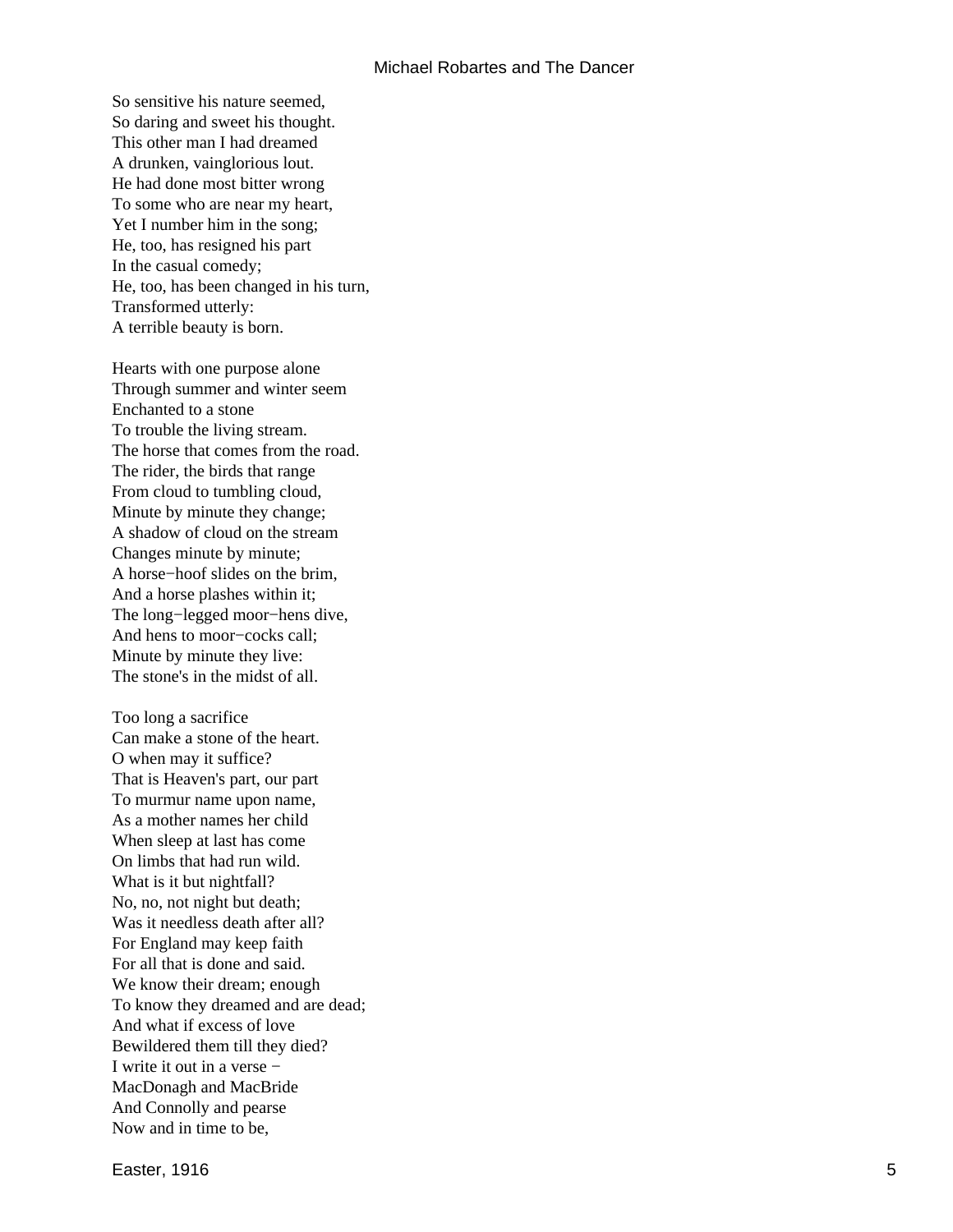So sensitive his nature seemed,  
So daring and sweet his thought.  
This other man I had dreamed  
A drunken, vainglorious lout.  
He had done most bitter wrong  
To some who are near my heart,  
Yet I number him in the song;  
He, too, has resigned his part  
In the casual comedy;  
He, too, has been changed in his turn,  
Transformed utterly:  
A terrible beauty is born.

Hearts with one purpose alone  
Through summer and winter seem  
Enchanted to a stone  
To trouble the living stream.  
The horse that comes from the road.  
The rider, the birds that range  
From cloud to tumbling cloud,  
Minute by minute they change;  
A shadow of cloud on the stream  
Changes minute by minute;  
A horse−hoof slides on the brim,  
And a horse plashes within it;  
The long−legged moor−hens dive,  
And hens to moor−cocks call;  
Minute by minute they live:  
The stone's in the midst of all.

Too long a sacrifice  
Can make a stone of the heart.  
O when may it suffice?  
That is Heaven's part, our part  
To murmur name upon name,  
As a mother names her child  
When sleep at last has come  
On limbs that had run wild.  
What is it but nightfall?  
No, no, not night but death;  
Was it needless death after all?  
For England may keep faith  
For all that is done and said.  
We know their dream; enough  
To know they dreamed and are dead;  
And what if excess of love  
Bewildered them till they died?  
I write it out in a verse −  
MacDonagh and MacBride  
And Connolly and pearse  
Now and in time to be,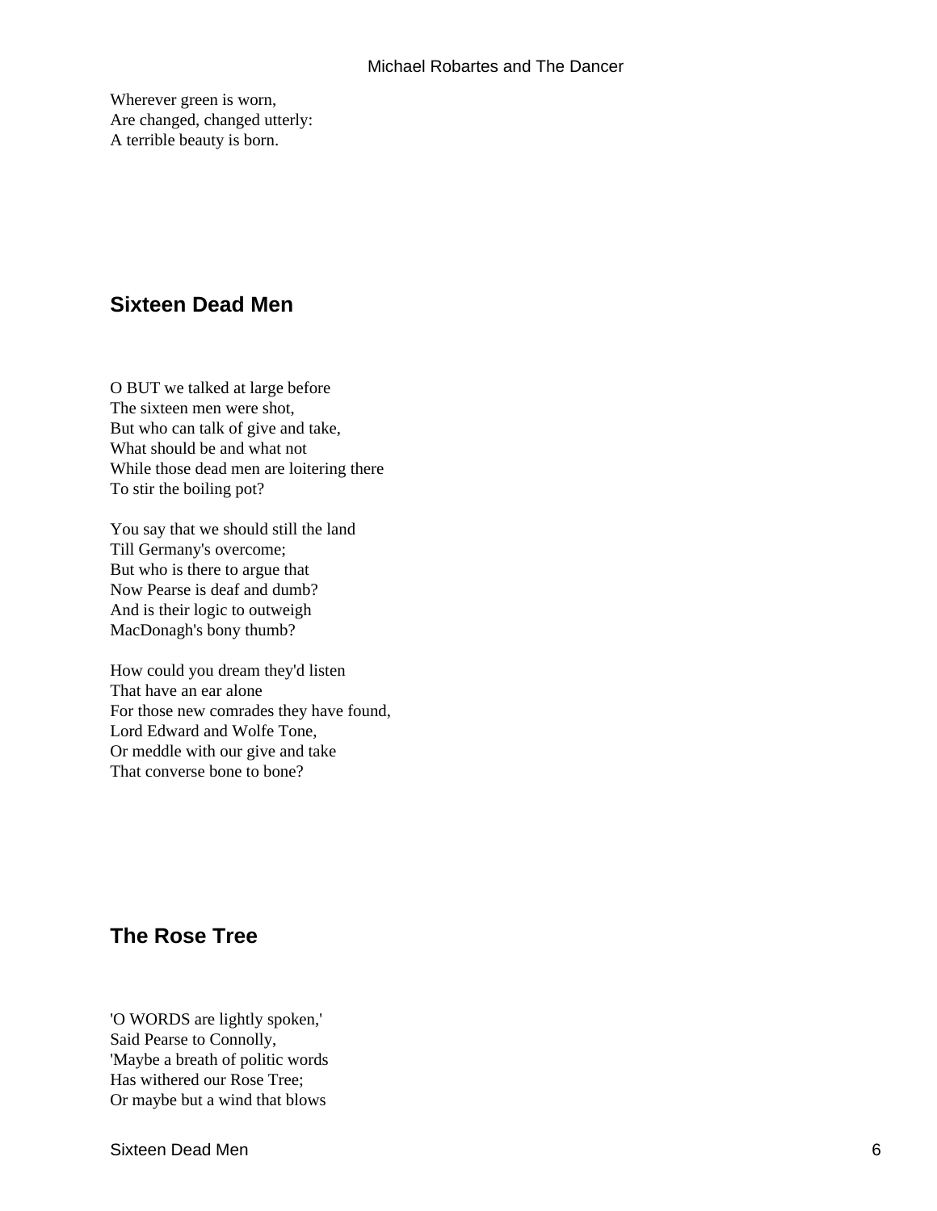Wherever green is worn,  
Are changed, changed utterly:  
A terrible beauty is born.

## Sixteen Dead Men

O BUT we talked at large before  
The sixteen men were shot,  
But who can talk of give and take,  
What should be and what not  
While those dead men are loitering there  
To stir the boiling pot?

You say that we should still the land  
Till Germany's overcome;  
But who is there to argue that  
Now Pearse is deaf and dumb?  
And is their logic to outweigh  
MacDonagh's bony thumb?

How could you dream they'd listen  
That have an ear alone  
For those new comrades they have found,  
Lord Edward and Wolfe Tone,  
Or meddle with our give and take  
That converse bone to bone?

## The Rose Tree

'O WORDS are lightly spoken,'  
Said Pearse to Connolly,  
'Maybe a breath of politic words  
Has withered our Rose Tree;  
Or maybe but a wind that blows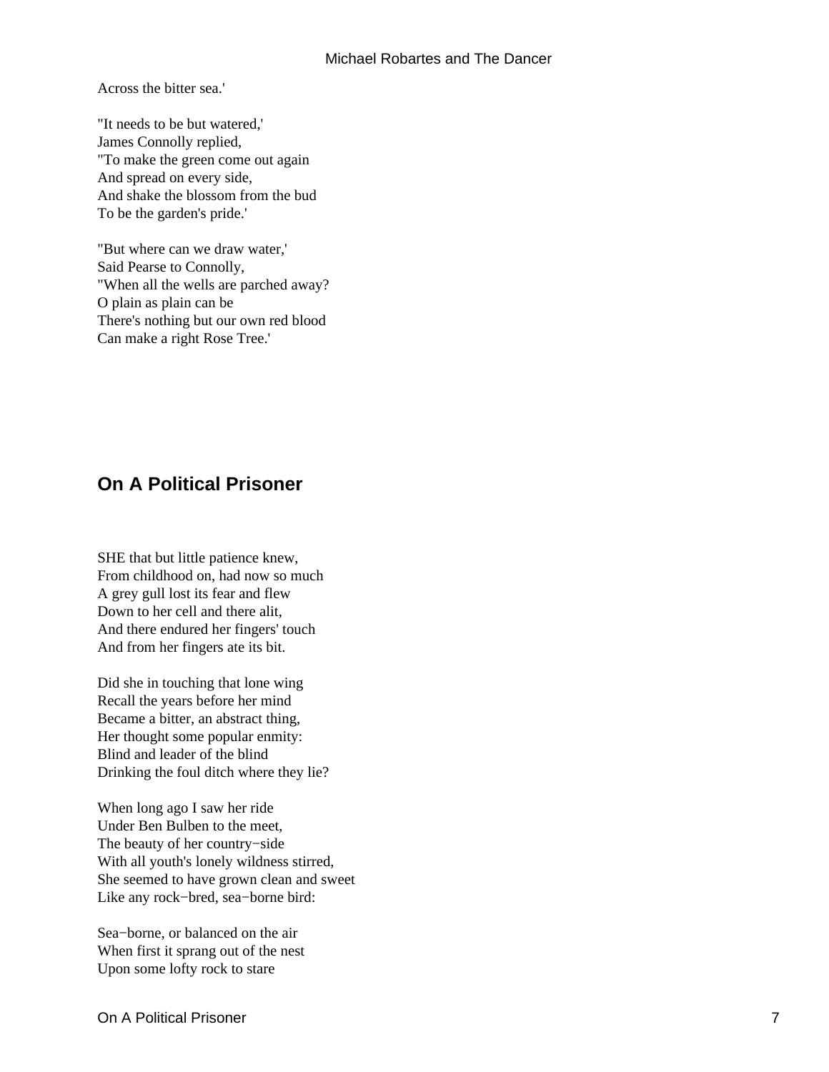Across the bitter sea.'

"It needs to be but watered,'
James Connolly replied,
"To make the green come out again
And spread on every side,
And shake the blossom from the bud
To be the garden's pride.'

"But where can we draw water,'
Said Pearse to Connolly,
"When all the wells are parched away?
O plain as plain can be
There's nothing but our own red blood
Can make a right Rose Tree.'

## On A Political Prisoner

SHE that but little patience knew,
From childhood on, had now so much
A grey gull lost its fear and flew
Down to her cell and there alit,
And there endured her fingers' touch
And from her fingers ate its bit.

Did she in touching that lone wing
Recall the years before her mind
Became a bitter, an abstract thing,
Her thought some popular enmity:
Blind and leader of the blind
Drinking the foul ditch where they lie?

When long ago I saw her ride
Under Ben Bulben to the meet,
The beauty of her country−side
With all youth's lonely wildness stirred,
She seemed to have grown clean and sweet
Like any rock−bred, sea−borne bird:

Sea−borne, or balanced on the air
When first it sprang out of the nest
Upon some lofty rock to stare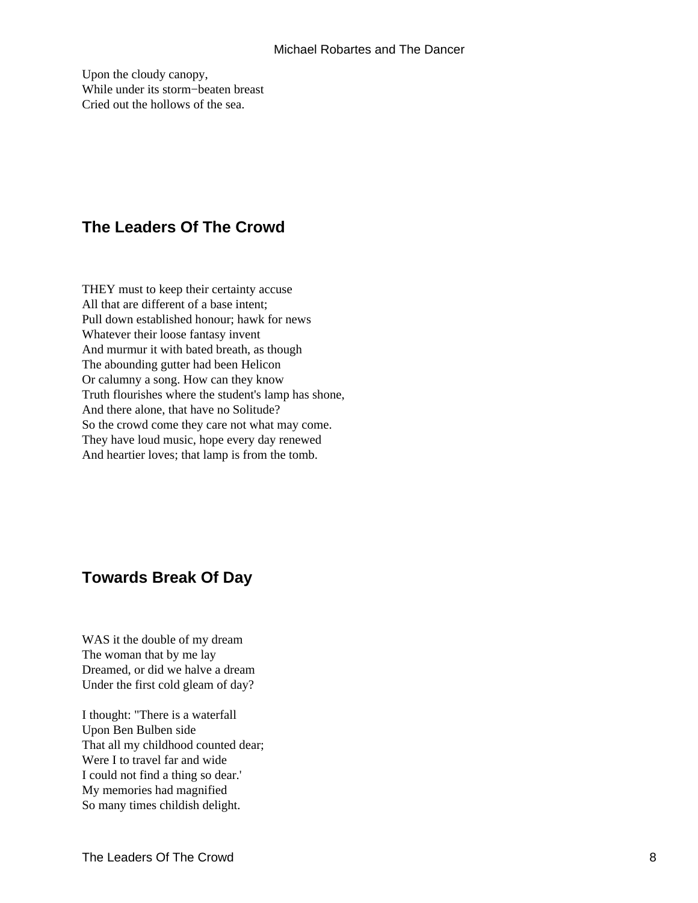Upon the cloudy canopy,
While under its storm−beaten breast
Cried out the hollows of the sea.

## The Leaders Of The Crowd

THEY must to keep their certainty accuse
All that are different of a base intent;
Pull down established honour; hawk for news
Whatever their loose fantasy invent
And murmur it with bated breath, as though
The abounding gutter had been Helicon
Or calumny a song. How can they know
Truth flourishes where the student's lamp has shone,
And there alone, that have no Solitude?
So the crowd come they care not what may come.
They have loud music, hope every day renewed
And heartier loves; that lamp is from the tomb.

## Towards Break Of Day

WAS it the double of my dream
The woman that by me lay
Dreamed, or did we halve a dream
Under the first cold gleam of day?

I thought: "There is a waterfall
Upon Ben Bulben side
That all my childhood counted dear;
Were I to travel far and wide
I could not find a thing so dear.'
My memories had magnified
So many times childish delight.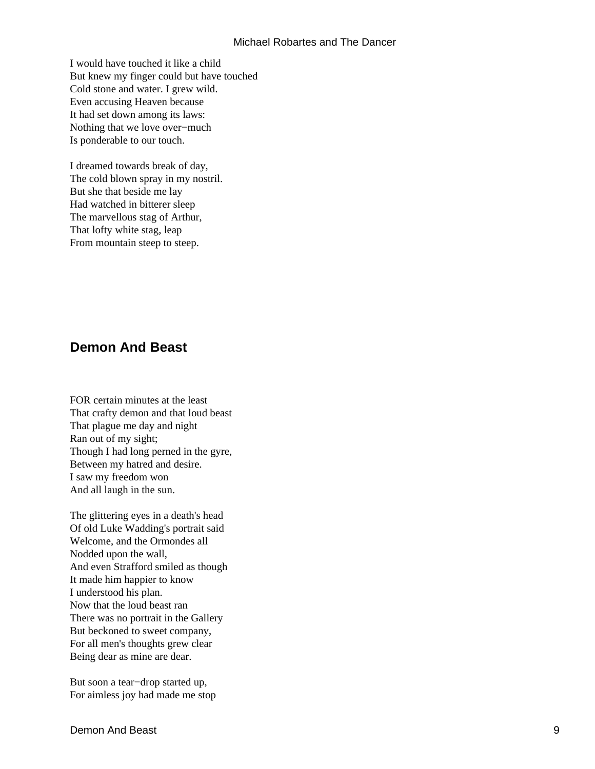I would have touched it like a child
But knew my finger could but have touched
Cold stone and water. I grew wild.
Even accusing Heaven because
It had set down among its laws:
Nothing that we love over−much
Is ponderable to our touch.

I dreamed towards break of day,
The cold blown spray in my nostril.
But she that beside me lay
Had watched in bitterer sleep
The marvellous stag of Arthur,
That lofty white stag, leap
From mountain steep to steep.

## Demon And Beast

FOR certain minutes at the least
That crafty demon and that loud beast
That plague me day and night
Ran out of my sight;
Though I had long perned in the gyre,
Between my hatred and desire.
I saw my freedom won
And all laugh in the sun.

The glittering eyes in a death's head
Of old Luke Wadding's portrait said
Welcome, and the Ormondes all
Nodded upon the wall,
And even Strafford smiled as though
It made him happier to know
I understood his plan.
Now that the loud beast ran
There was no portrait in the Gallery
But beckoned to sweet company,
For all men's thoughts grew clear
Being dear as mine are dear.

But soon a tear−drop started up,
For aimless joy had made me stop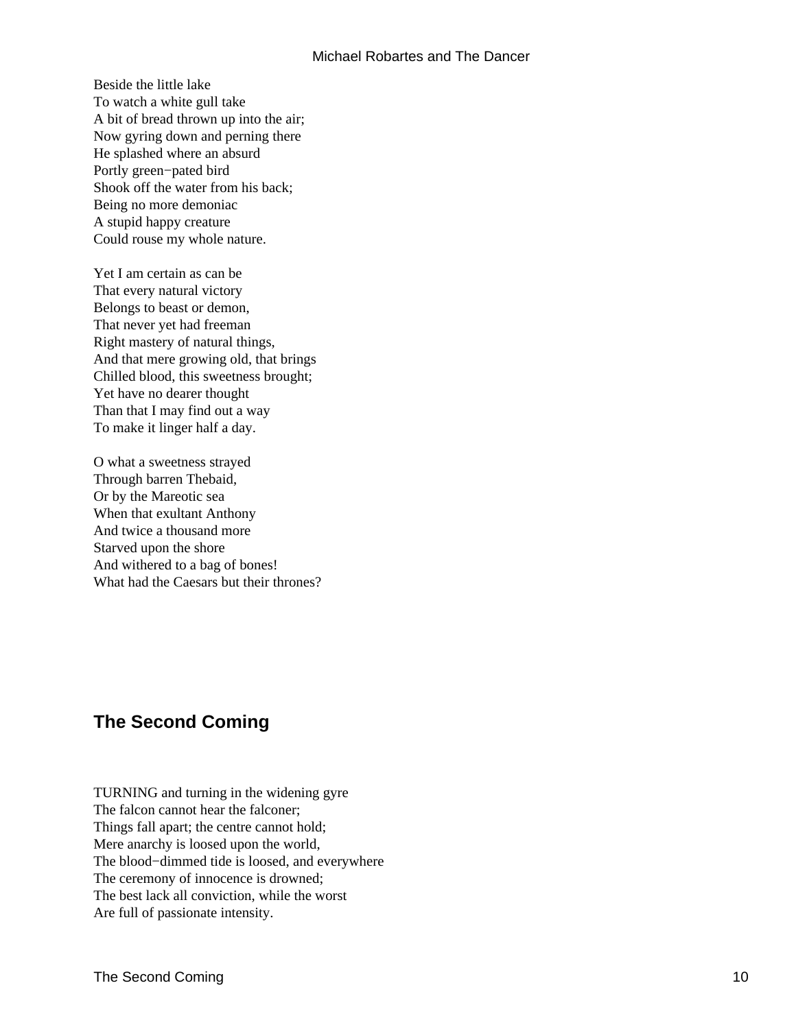Beside the little lake  
To watch a white gull take  
A bit of bread thrown up into the air;  
Now gyring down and perning there  
He splashed where an absurd  
Portly green−pated bird  
Shook off the water from his back;  
Being no more demoniac  
A stupid happy creature  
Could rouse my whole nature.

Yet I am certain as can be  
That every natural victory  
Belongs to beast or demon,  
That never yet had freeman  
Right mastery of natural things,  
And that mere growing old, that brings  
Chilled blood, this sweetness brought;  
Yet have no dearer thought  
Than that I may find out a way  
To make it linger half a day.

O what a sweetness strayed  
Through barren Thebaid,  
Or by the Mareotic sea  
When that exultant Anthony  
And twice a thousand more  
Starved upon the shore  
And withered to a bag of bones!  
What had the Caesars but their thrones?

## The Second Coming

TURNING and turning in the widening gyre  
The falcon cannot hear the falconer;  
Things fall apart; the centre cannot hold;  
Mere anarchy is loosed upon the world,  
The blood−dimmed tide is loosed, and everywhere  
The ceremony of innocence is drowned;  
The best lack all conviction, while the worst  
Are full of passionate intensity.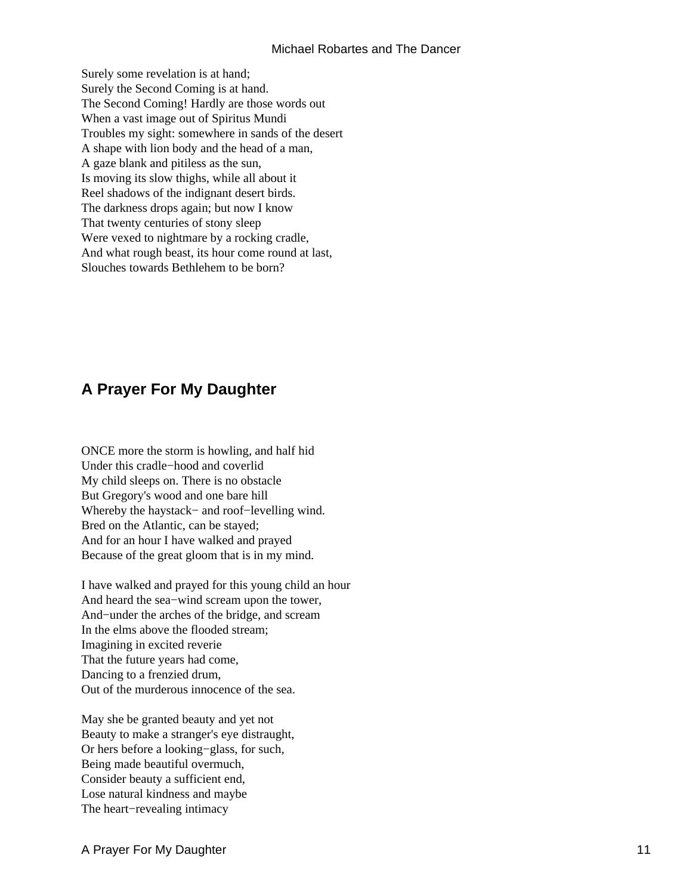Surely some revelation is at hand;
Surely the Second Coming is at hand.
The Second Coming! Hardly are those words out
When a vast image out of Spiritus Mundi
Troubles my sight: somewhere in sands of the desert
A shape with lion body and the head of a man,
A gaze blank and pitiless as the sun,
Is moving its slow thighs, while all about it
Reel shadows of the indignant desert birds.
The darkness drops again; but now I know
That twenty centuries of stony sleep
Were vexed to nightmare by a rocking cradle,
And what rough beast, its hour come round at last,
Slouches towards Bethlehem to be born?

## A Prayer For My Daughter

ONCE more the storm is howling, and half hid
Under this cradle−hood and coverlid
My child sleeps on. There is no obstacle
But Gregory's wood and one bare hill
Whereby the haystack− and roof−levelling wind.
Bred on the Atlantic, can be stayed;
And for an hour I have walked and prayed
Because of the great gloom that is in my mind.

I have walked and prayed for this young child an hour
And heard the sea−wind scream upon the tower,
And−under the arches of the bridge, and scream
In the elms above the flooded stream;
Imagining in excited reverie
That the future years had come,
Dancing to a frenzied drum,
Out of the murderous innocence of the sea.

May she be granted beauty and yet not
Beauty to make a stranger's eye distraught,
Or hers before a looking−glass, for such,
Being made beautiful overmuch,
Consider beauty a sufficient end,
Lose natural kindness and maybe
The heart−revealing intimacy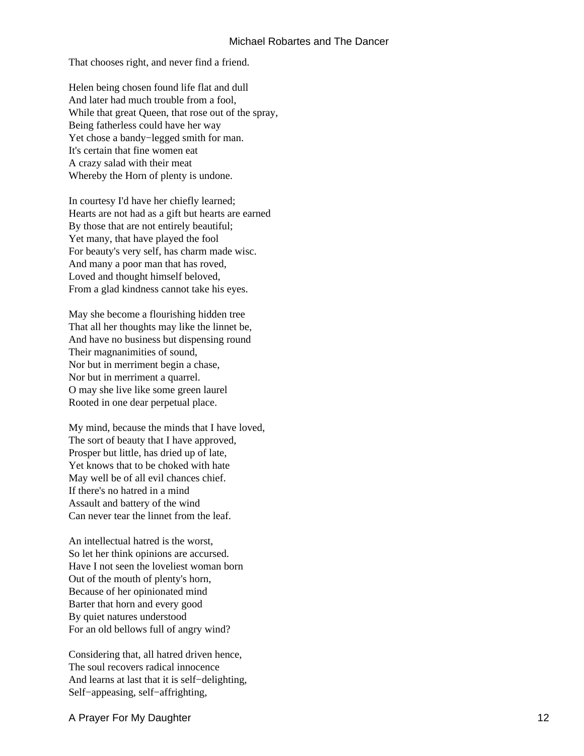That chooses right, and never find a friend.

Helen being chosen found life flat and dull
And later had much trouble from a fool,
While that great Queen, that rose out of the spray,
Being fatherless could have her way
Yet chose a bandy−legged smith for man.
It's certain that fine women eat
A crazy salad with their meat
Whereby the Horn of plenty is undone.

In courtesy I'd have her chiefly learned;
Hearts are not had as a gift but hearts are earned
By those that are not entirely beautiful;
Yet many, that have played the fool
For beauty's very self, has charm made wisc.
And many a poor man that has roved,
Loved and thought himself beloved,
From a glad kindness cannot take his eyes.

May she become a flourishing hidden tree
That all her thoughts may like the linnet be,
And have no business but dispensing round
Their magnanimities of sound,
Nor but in merriment begin a chase,
Nor but in merriment a quarrel.
O may she live like some green laurel
Rooted in one dear perpetual place.

My mind, because the minds that I have loved,
The sort of beauty that I have approved,
Prosper but little, has dried up of late,
Yet knows that to be choked with hate
May well be of all evil chances chief.
If there's no hatred in a mind
Assault and battery of the wind
Can never tear the linnet from the leaf.

An intellectual hatred is the worst,
So let her think opinions are accursed.
Have I not seen the loveliest woman born
Out of the mouth of plenty's horn,
Because of her opinionated mind
Barter that horn and every good
By quiet natures understood
For an old bellows full of angry wind?

Considering that, all hatred driven hence,
The soul recovers radical innocence
And learns at last that it is self−delighting,
Self−appeasing, self−affrighting,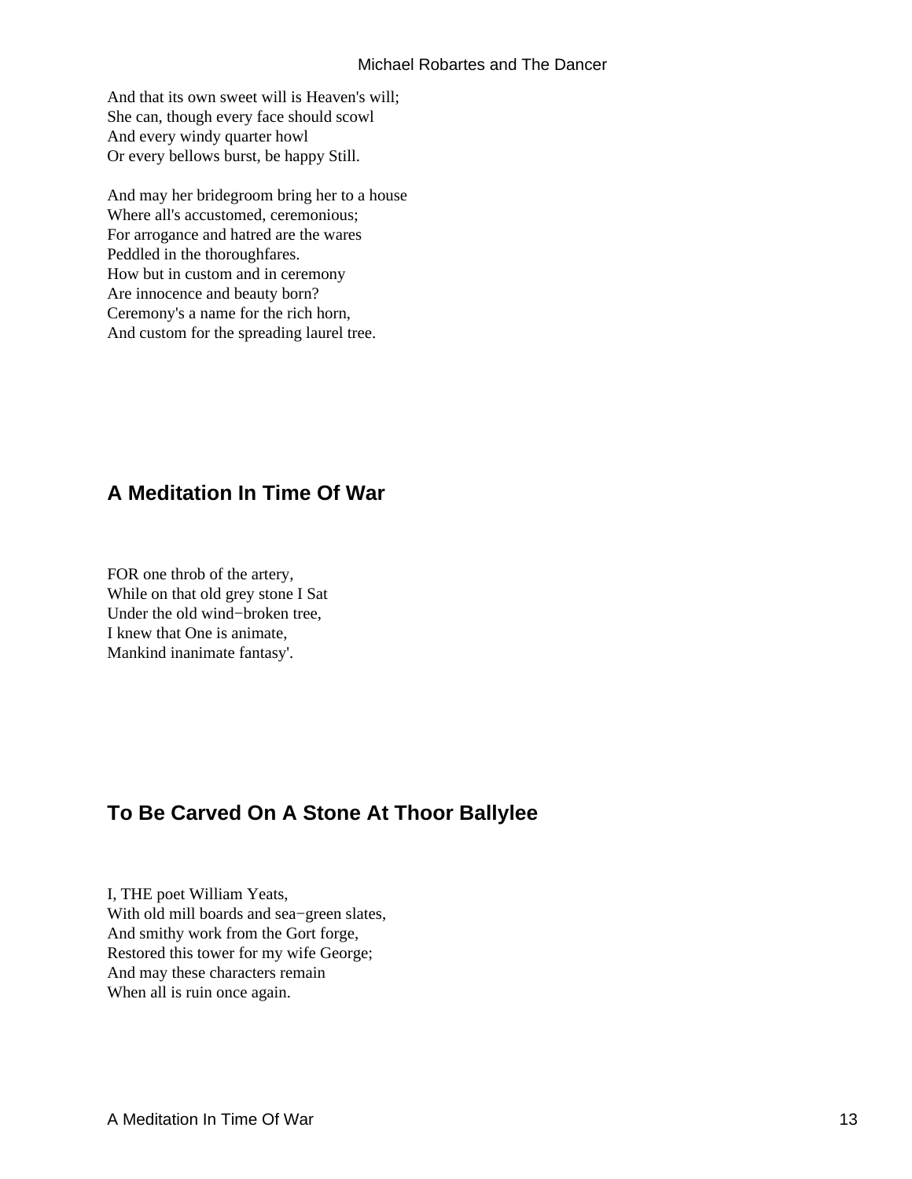And that its own sweet will is Heaven's will;
She can, though every face should scowl
And every windy quarter howl
Or every bellows burst, be happy Still.

And may her bridegroom bring her to a house
Where all's accustomed, ceremonious;
For arrogance and hatred are the wares
Peddled in the thoroughfares.
How but in custom and in ceremony
Are innocence and beauty born?
Ceremony's a name for the rich horn,
And custom for the spreading laurel tree.

## A Meditation In Time Of War

FOR one throb of the artery,
While on that old grey stone I Sat
Under the old wind−broken tree,
I knew that One is animate,
Mankind inanimate fantasy'.

## To Be Carved On A Stone At Thoor Ballylee

I, THE poet William Yeats,
With old mill boards and sea−green slates,
And smithy work from the Gort forge,
Restored this tower for my wife George;
And may these characters remain
When all is ruin once again.